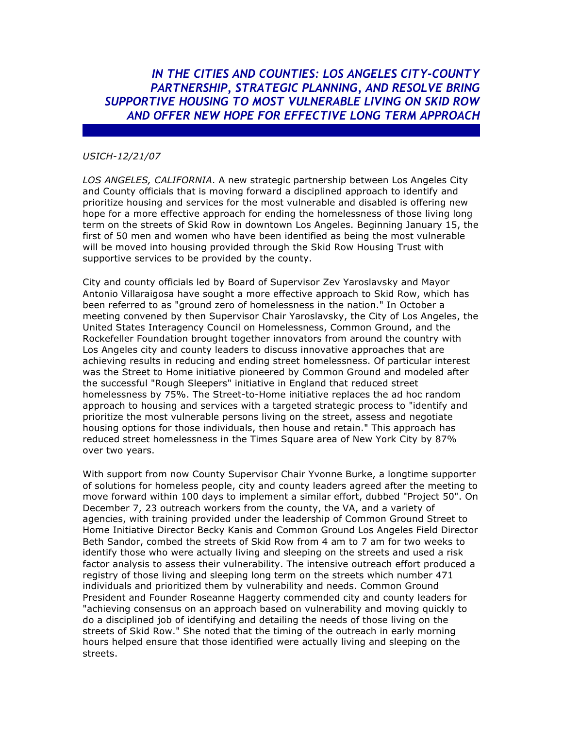# *IN THE CITIES AND COUNTIES: LOS ANGELES CITY-COUNTY PARTNERSHIP, STRATEGIC PLANNING, AND RESOLVE BRING SUPPORTIVE HOUSING TO MOST VULNERABLE LIVING ON SKID ROW AND OFFER NEW HOPE FOR EFFECTIVE LONG TERM APPROACH*

*USICH-12/21/07*

*LOS ANGELES, CALIFORNIA*. A new strategic partnership between Los Angeles City and County officials that is moving forward a disciplined approach to identify and prioritize housing and services for the most vulnerable and disabled is offering new hope for a more effective approach for ending the homelessness of those living long term on the streets of Skid Row in downtown Los Angeles. Beginning January 15, the first of 50 men and women who have been identified as being the most vulnerable will be moved into housing provided through the Skid Row Housing Trust with supportive services to be provided by the county.

City and county officials led by Board of Supervisor Zev Yaroslavsky and Mayor Antonio Villaraigosa have sought a more effective approach to Skid Row, which has been referred to as "ground zero of homelessness in the nation." In October a meeting convened by then Supervisor Chair Yaroslavsky, the City of Los Angeles, the United States Interagency Council on Homelessness, Common Ground, and the Rockefeller Foundation brought together innovators from around the country with Los Angeles city and county leaders to discuss innovative approaches that are achieving results in reducing and ending street homelessness. Of particular interest was the Street to Home initiative pioneered by Common Ground and modeled after the successful "Rough Sleepers" initiative in England that reduced street homelessness by 75%. The Street-to-Home initiative replaces the ad hoc random approach to housing and services with a targeted strategic process to "identify and prioritize the most vulnerable persons living on the street, assess and negotiate housing options for those individuals, then house and retain." This approach has reduced street homelessness in the Times Square area of New York City by 87% over two years.

With support from now County Supervisor Chair Yvonne Burke, a longtime supporter of solutions for homeless people, city and county leaders agreed after the meeting to move forward within 100 days to implement a similar effort, dubbed "Project 50". On December 7, 23 outreach workers from the county, the VA, and a variety of agencies, with training provided under the leadership of Common Ground Street to Home Initiative Director Becky Kanis and Common Ground Los Angeles Field Director Beth Sandor, combed the streets of Skid Row from 4 am to 7 am for two weeks to identify those who were actually living and sleeping on the streets and used a risk factor analysis to assess their vulnerability. The intensive outreach effort produced a registry of those living and sleeping long term on the streets which number 471 individuals and prioritized them by vulnerability and needs. Common Ground President and Founder Roseanne Haggerty commended city and county leaders for "achieving consensus on an approach based on vulnerability and moving quickly to do a disciplined job of identifying and detailing the needs of those living on the streets of Skid Row." She noted that the timing of the outreach in early morning hours helped ensure that those identified were actually living and sleeping on the streets.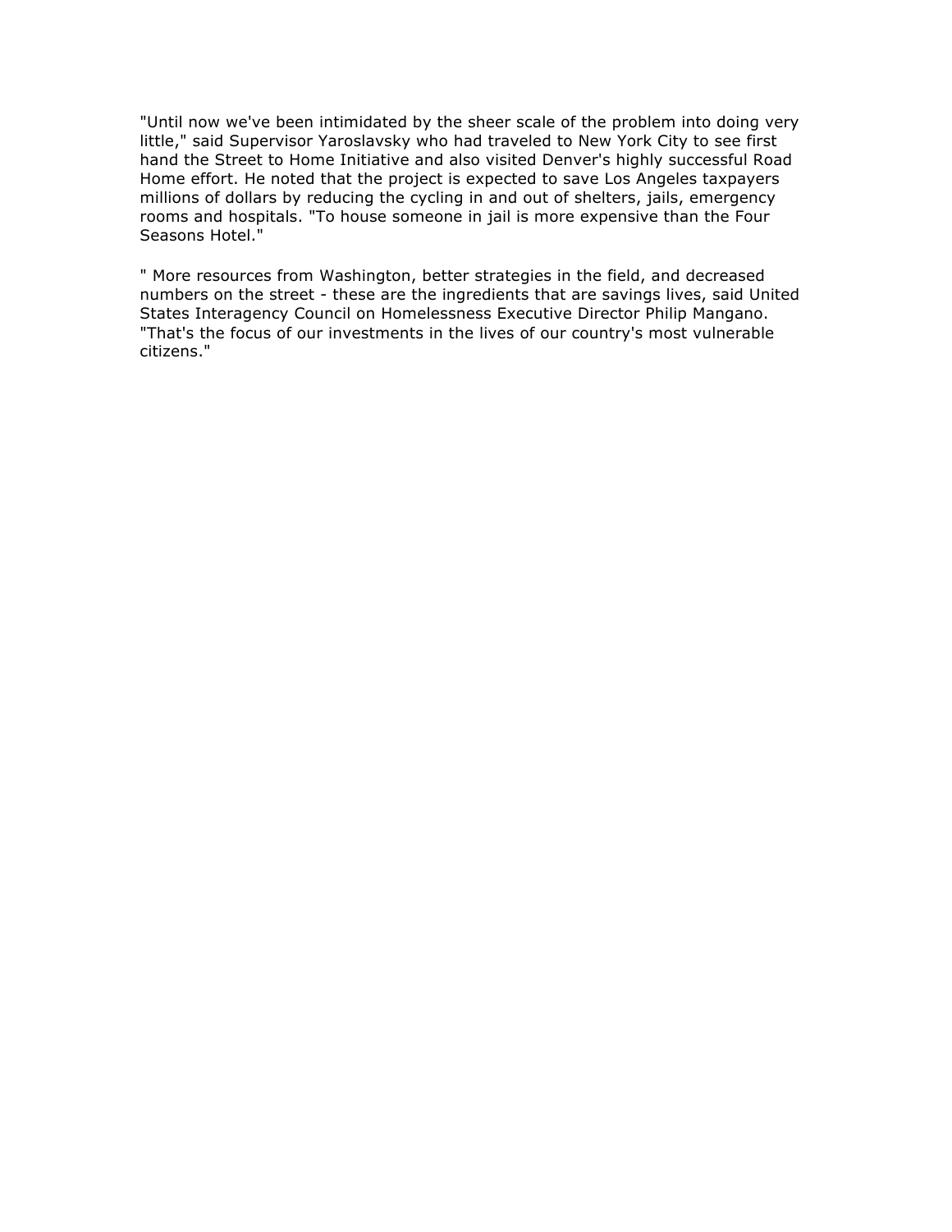"Until now we've been intimidated by the sheer scale of the problem into doing very little," said Supervisor Yaroslavsky who had traveled to New York City to see first hand the Street to Home Initiative and also visited Denver's highly successful Road Home effort. He noted that the project is expected to save Los Angeles taxpayers millions of dollars by reducing the cycling in and out of shelters, jails, emergency rooms and hospitals. "To house someone in jail is more expensive than the Four Seasons Hotel."

" More resources from Washington, better strategies in the field, and decreased numbers on the street - these are the ingredients that are savings lives, said United States Interagency Council on Homelessness Executive Director Philip Mangano. "That's the focus of our investments in the lives of our country's most vulnerable citizens."